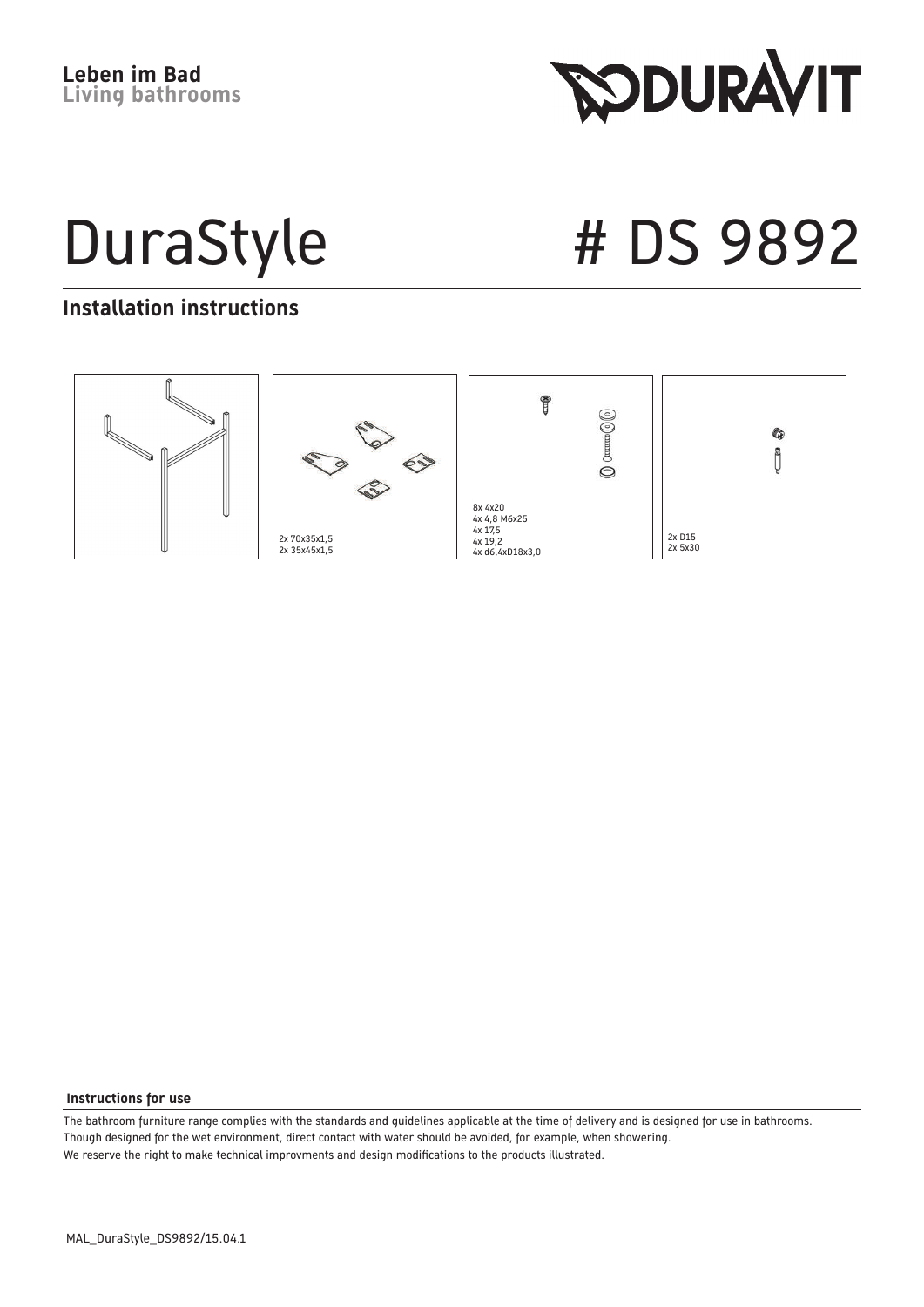Leben im Bad
Living bathrooms

DURAVIT

# DuraStyle # DS 9892

## Installation instructions

2x 70x35x1,5
2x 35x45x1,5

8x 4x20
4x 4,8 M6x25
4x 17,5
4x 19,2
4x d6,4xD18x3,0

2x D15
2x 5x30

### Instructions for use

The bathroom furniture range complies with the standards and guidelines applicable at the time of delivery and is designed for use in bathrooms.
Though designed for the wet environment, direct contact with water should be avoided, for example, when showering.
We reserve the right to make technical improvments and design modifications to the products illustrated.

MAL_DuraStyle_DS9892/15.04.1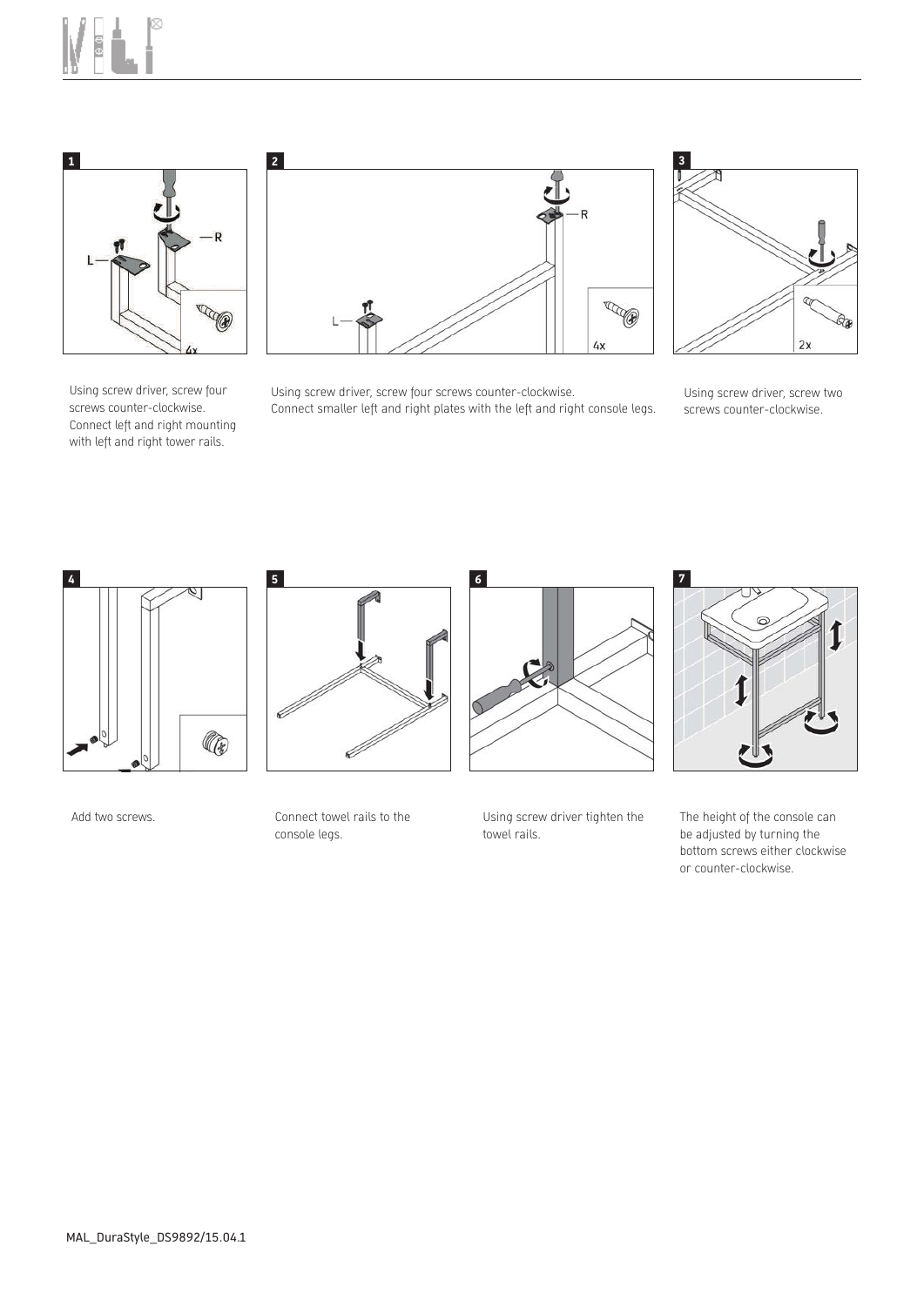**1**

Using screw driver, screw four screws counter-clockwise. Connect left and right mounting with left and right tower rails.

**2**

Using screw driver, screw four screws counter-clockwise.
Connect smaller left and right plates with the left and right console legs.

**3**

Using screw driver, screw two screws counter-clockwise.

**4**

Add two screws.

**5**

Connect towel rails to the console legs.

**6**

Using screw driver tighten the towel rails.

**7**

The height of the console can be adjusted by turning the bottom screws either clockwise or counter-clockwise.

MAL_DuraStyle_DS9892/15.04.1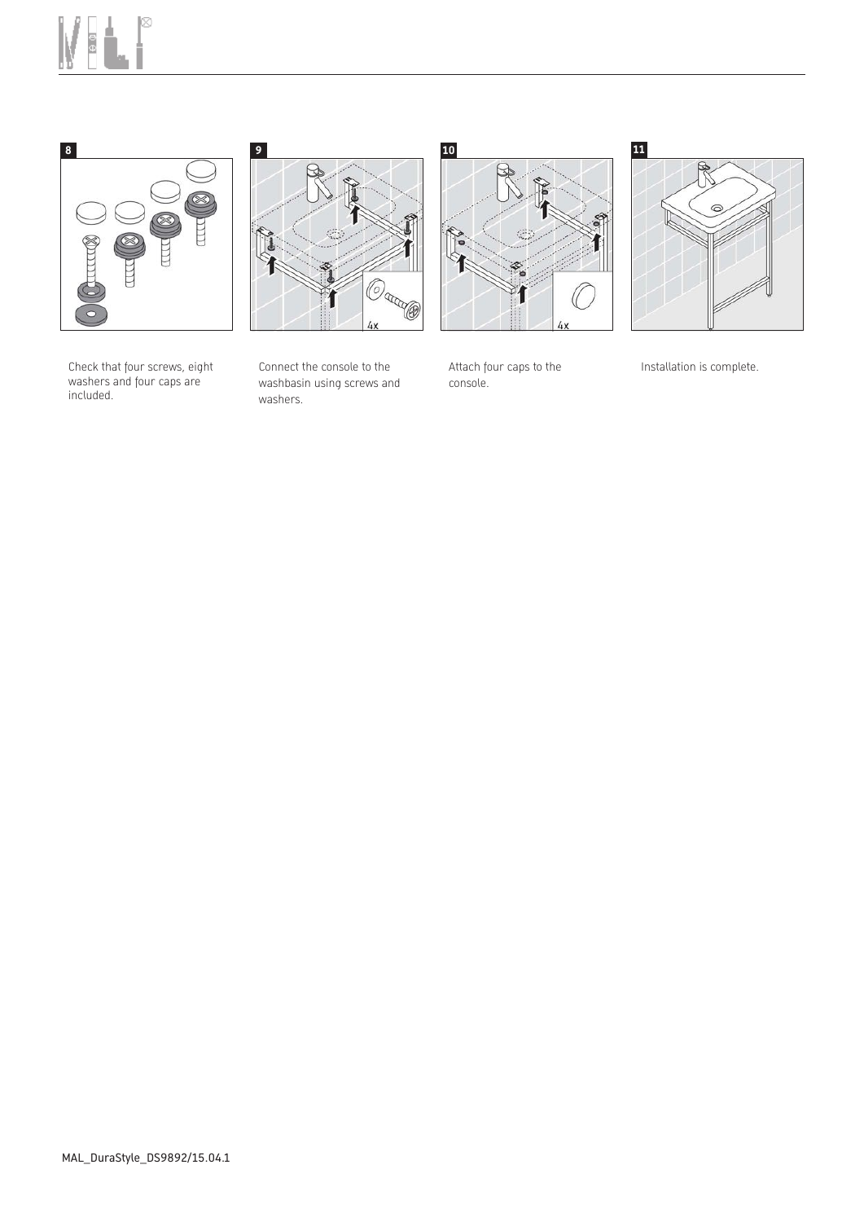**8**

Check that four screws, eight washers and four caps are included.

**9**

4x

Connect the console to the washbasin using screws and washers.

**10**

4x

Attach four caps to the console.

**11**

Installation is complete.

MAL_DuraStyle_DS9892/15.04.1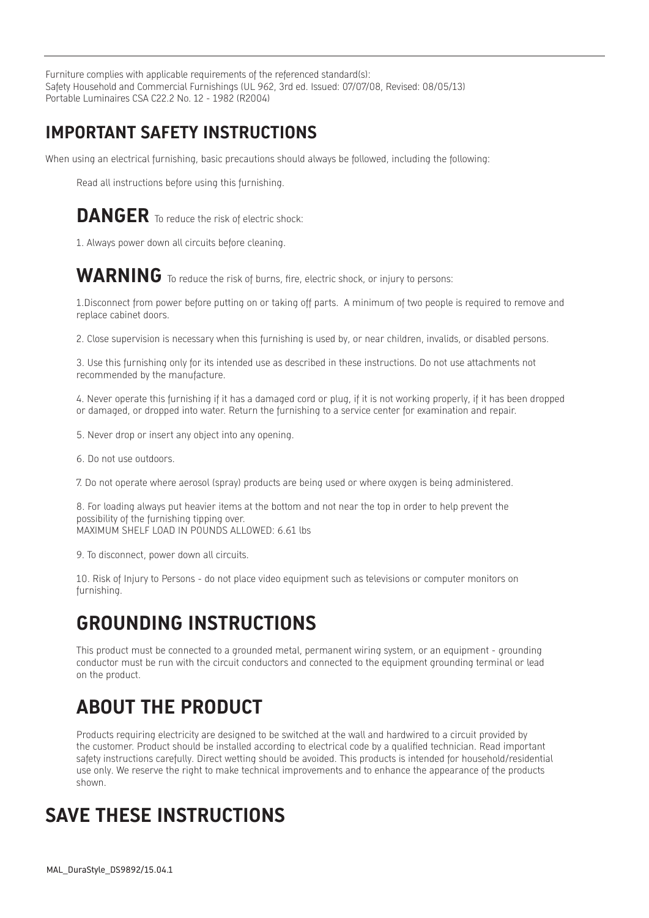Furniture complies with applicable requirements of the referenced standard(s):
Safety Household and Commercial Furnishings (UL 962, 3rd ed. Issued: 07/07/08, Revised: 08/05/13)
Portable Luminaires CSA C22.2 No. 12 - 1982 (R2004)

## IMPORTANT SAFETY INSTRUCTIONS

When using an electrical furnishing, basic precautions should always be followed, including the following:

Read all instructions before using this furnishing.

**DANGER** To reduce the risk of electric shock:

1. Always power down all circuits before cleaning.

**WARNING** To reduce the risk of burns, fire, electric shock, or injury to persons:

1.Disconnect from power before putting on or taking off parts. A minimum of two people is required to remove and replace cabinet doors.

2. Close supervision is necessary when this furnishing is used by, or near children, invalids, or disabled persons.

3. Use this furnishing only for its intended use as described in these instructions. Do not use attachments not recommended by the manufacture.

4. Never operate this furnishing if it has a damaged cord or plug, if it is not working properly, if it has been dropped or damaged, or dropped into water. Return the furnishing to a service center for examination and repair.

5. Never drop or insert any object into any opening.

6. Do not use outdoors.

7. Do not operate where aerosol (spray) products are being used or where oxygen is being administered.

8. For loading always put heavier items at the bottom and not near the top in order to help prevent the possibility of the furnishing tipping over.
MAXIMUM SHELF LOAD IN POUNDS ALLOWED: 6.61 lbs

9. To disconnect, power down all circuits.

10. Risk of Injury to Persons - do not place video equipment such as televisions or computer monitors on furnishing.

## GROUNDING INSTRUCTIONS

This product must be connected to a grounded metal, permanent wiring system, or an equipment - grounding conductor must be run with the circuit conductors and connected to the equipment grounding terminal or lead on the product.

## ABOUT THE PRODUCT

Products requiring electricity are designed to be switched at the wall and hardwired to a circuit provided by the customer. Product should be installed according to electrical code by a qualified technician. Read important safety instructions carefully. Direct wetting should be avoided. This products is intended for household/residential use only. We reserve the right to make technical improvements and to enhance the appearance of the products shown.

## SAVE THESE INSTRUCTIONS

MAL_DuraStyle_DS9892/15.04.1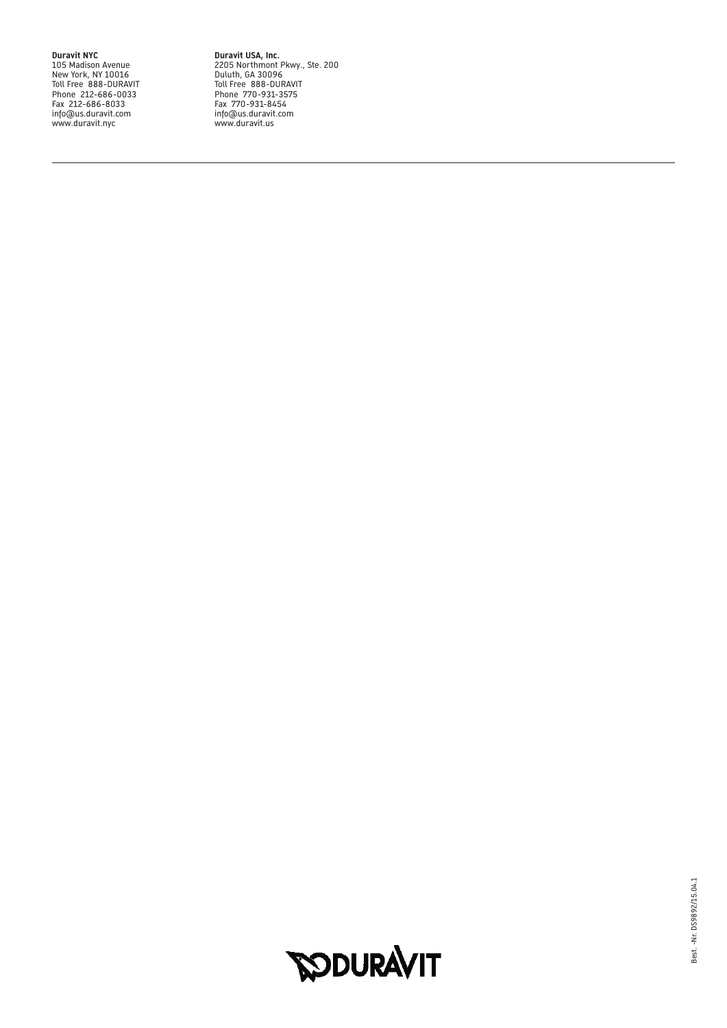**Duravit NYC**
105 Madison Avenue
New York, NY 10016
Toll Free 888-DURAVIT
Phone 212-686-0033
Fax 212-686-8033
info@us.duravit.com
www.duravit.nyc

**Duravit USA, Inc.**
2205 Northmont Pkwy., Ste. 200
Duluth, GA 30096
Toll Free 888-DURAVIT
Phone 770-931-3575
Fax 770-931-8454
info@us.duravit.com
www.duravit.us

---

DURAVIT

Best.-Nr. DS9892/15.04.1